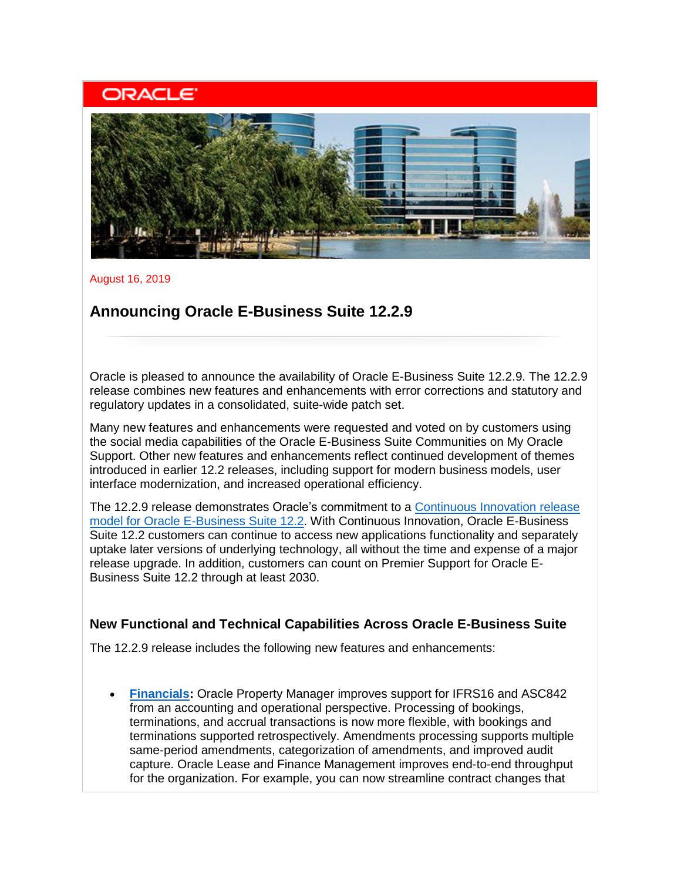ORACLE

August 16, 2019

# Announcing Oracle E-Business Suite 12.2.9

Oracle is pleased to announce the availability of Oracle E-Business Suite 12.2.9. The 12.2.9 release combines new features and enhancements with error corrections and statutory and regulatory updates in a consolidated, suite-wide patch set.

Many new features and enhancements were requested and voted on by customers using the social media capabilities of the Oracle E-Business Suite Communities on My Oracle Support. Other new features and enhancements reflect continued development of themes introduced in earlier 12.2 releases, including support for modern business models, user interface modernization, and increased operational efficiency.

The 12.2.9 release demonstrates Oracle's commitment to a [Continuous Innovation release model for Oracle E-Business Suite 12.2](). With Continuous Innovation, Oracle E-Business Suite 12.2 customers can continue to access new applications functionality and separately uptake later versions of underlying technology, all without the time and expense of a major release upgrade. In addition, customers can count on Premier Support for Oracle E-Business Suite 12.2 through at least 2030.

## New Functional and Technical Capabilities Across Oracle E-Business Suite

The 12.2.9 release includes the following new features and enhancements:

- **[Financials]():** Oracle Property Manager improves support for IFRS16 and ASC842 from an accounting and operational perspective. Processing of bookings, terminations, and accrual transactions is now more flexible, with bookings and terminations supported retrospectively. Amendments processing supports multiple same-period amendments, categorization of amendments, and improved audit capture. Oracle Lease and Finance Management improves end-to-end throughput for the organization. For example, you can now streamline contract changes that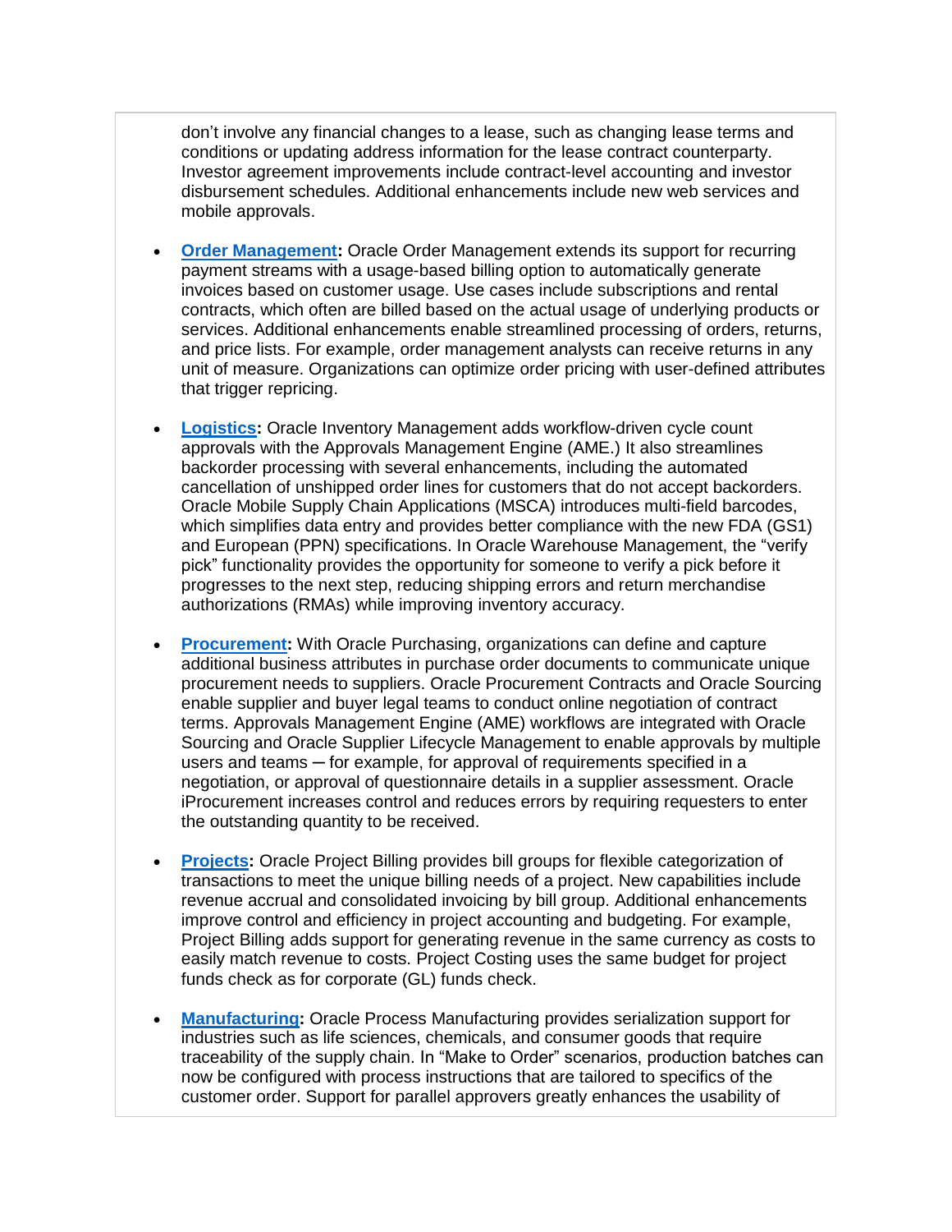don't involve any financial changes to a lease, such as changing lease terms and conditions or updating address information for the lease contract counterparty. Investor agreement improvements include contract-level accounting and investor disbursement schedules. Additional enhancements include new web services and mobile approvals.

- **Order Management:** Oracle Order Management extends its support for recurring payment streams with a usage-based billing option to automatically generate invoices based on customer usage. Use cases include subscriptions and rental contracts, which often are billed based on the actual usage of underlying products or services. Additional enhancements enable streamlined processing of orders, returns, and price lists. For example, order management analysts can receive returns in any unit of measure. Organizations can optimize order pricing with user-defined attributes that trigger repricing.

- **Logistics:** Oracle Inventory Management adds workflow-driven cycle count approvals with the Approvals Management Engine (AME.) It also streamlines backorder processing with several enhancements, including the automated cancellation of unshipped order lines for customers that do not accept backorders. Oracle Mobile Supply Chain Applications (MSCA) introduces multi-field barcodes, which simplifies data entry and provides better compliance with the new FDA (GS1) and European (PPN) specifications. In Oracle Warehouse Management, the "verify pick" functionality provides the opportunity for someone to verify a pick before it progresses to the next step, reducing shipping errors and return merchandise authorizations (RMAs) while improving inventory accuracy.

- **Procurement:** With Oracle Purchasing, organizations can define and capture additional business attributes in purchase order documents to communicate unique procurement needs to suppliers. Oracle Procurement Contracts and Oracle Sourcing enable supplier and buyer legal teams to conduct online negotiation of contract terms. Approvals Management Engine (AME) workflows are integrated with Oracle Sourcing and Oracle Supplier Lifecycle Management to enable approvals by multiple users and teams ─ for example, for approval of requirements specified in a negotiation, or approval of questionnaire details in a supplier assessment. Oracle iProcurement increases control and reduces errors by requiring requesters to enter the outstanding quantity to be received.

- **Projects:** Oracle Project Billing provides bill groups for flexible categorization of transactions to meet the unique billing needs of a project. New capabilities include revenue accrual and consolidated invoicing by bill group. Additional enhancements improve control and efficiency in project accounting and budgeting. For example, Project Billing adds support for generating revenue in the same currency as costs to easily match revenue to costs. Project Costing uses the same budget for project funds check as for corporate (GL) funds check.

- **Manufacturing:** Oracle Process Manufacturing provides serialization support for industries such as life sciences, chemicals, and consumer goods that require traceability of the supply chain. In "Make to Order" scenarios, production batches can now be configured with process instructions that are tailored to specifics of the customer order. Support for parallel approvers greatly enhances the usability of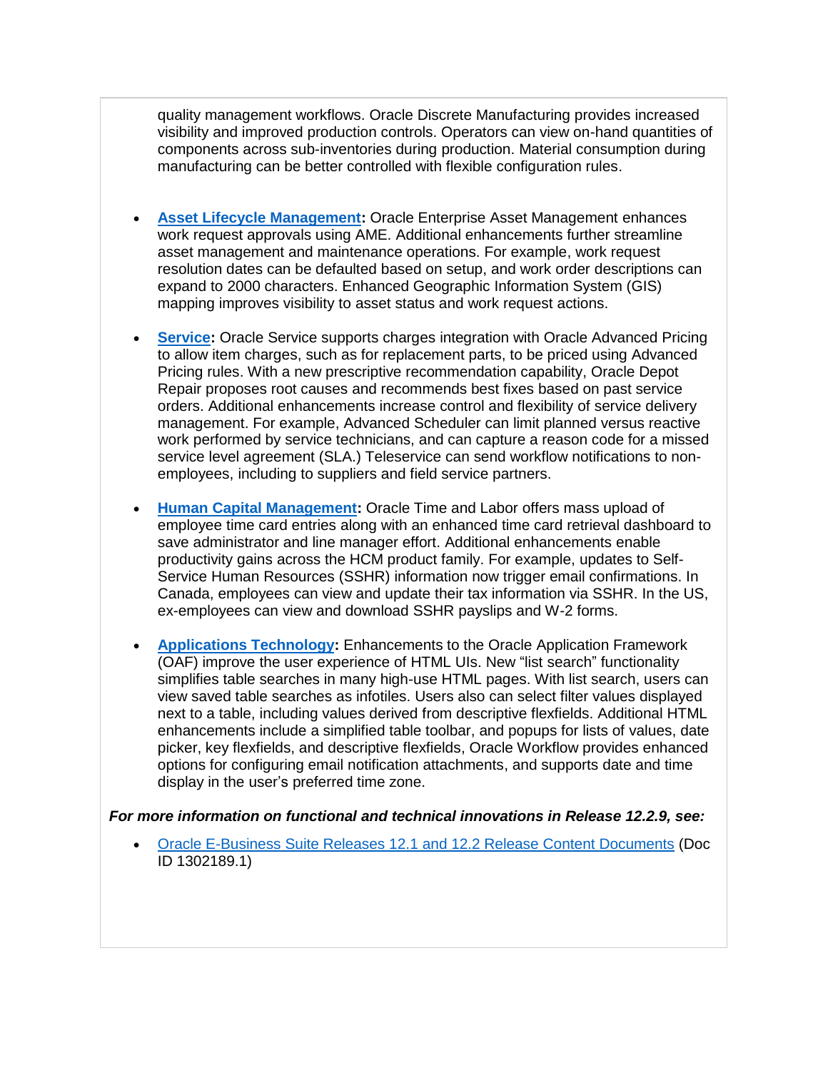quality management workflows. Oracle Discrete Manufacturing provides increased visibility and improved production controls. Operators can view on-hand quantities of components across sub-inventories during production. Material consumption during manufacturing can be better controlled with flexible configuration rules.

- **Asset Lifecycle Management:** Oracle Enterprise Asset Management enhances work request approvals using AME. Additional enhancements further streamline asset management and maintenance operations. For example, work request resolution dates can be defaulted based on setup, and work order descriptions can expand to 2000 characters. Enhanced Geographic Information System (GIS) mapping improves visibility to asset status and work request actions.
- **Service:** Oracle Service supports charges integration with Oracle Advanced Pricing to allow item charges, such as for replacement parts, to be priced using Advanced Pricing rules. With a new prescriptive recommendation capability, Oracle Depot Repair proposes root causes and recommends best fixes based on past service orders. Additional enhancements increase control and flexibility of service delivery management. For example, Advanced Scheduler can limit planned versus reactive work performed by service technicians, and can capture a reason code for a missed service level agreement (SLA.) Teleservice can send workflow notifications to non-employees, including to suppliers and field service partners.
- **Human Capital Management:** Oracle Time and Labor offers mass upload of employee time card entries along with an enhanced time card retrieval dashboard to save administrator and line manager effort. Additional enhancements enable productivity gains across the HCM product family. For example, updates to Self-Service Human Resources (SSHR) information now trigger email confirmations. In Canada, employees can view and update their tax information via SSHR. In the US, ex-employees can view and download SSHR payslips and W-2 forms.
- **Applications Technology:** Enhancements to the Oracle Application Framework (OAF) improve the user experience of HTML UIs. New "list search" functionality simplifies table searches in many high-use HTML pages. With list search, users can view saved table searches as infotiles. Users also can select filter values displayed next to a table, including values derived from descriptive flexfields. Additional HTML enhancements include a simplified table toolbar, and popups for lists of values, date picker, key flexfields, and descriptive flexfields, Oracle Workflow provides enhanced options for configuring email notification attachments, and supports date and time display in the user's preferred time zone.

***For more information on functional and technical innovations in Release 12.2.9, see:***

- Oracle E-Business Suite Releases 12.1 and 12.2 Release Content Documents (Doc ID 1302189.1)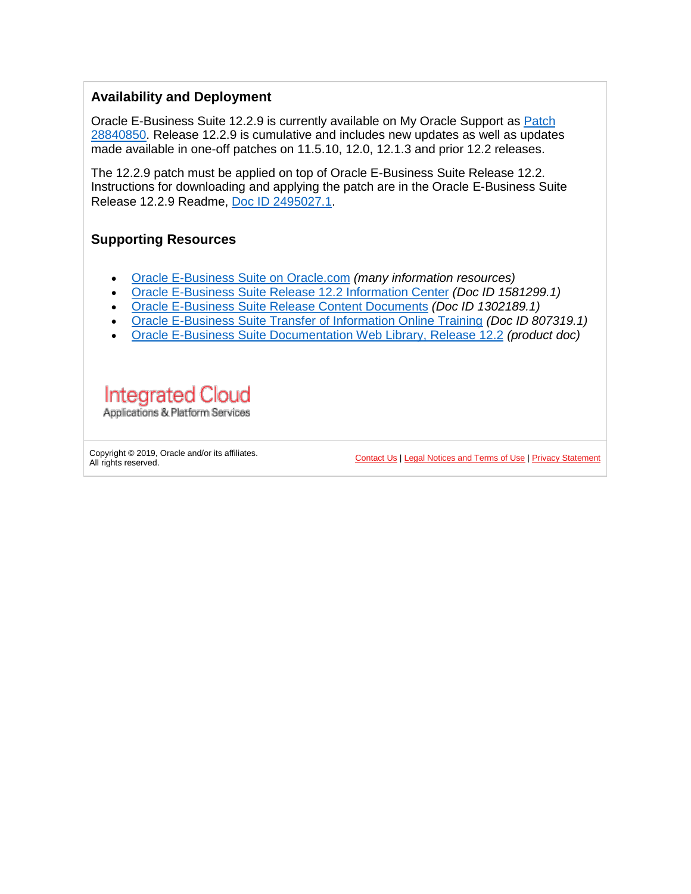## Availability and Deployment

Oracle E-Business Suite 12.2.9 is currently available on My Oracle Support as Patch 28840850. Release 12.2.9 is cumulative and includes new updates as well as updates made available in one-off patches on 11.5.10, 12.0, 12.1.3 and prior 12.2 releases.

The 12.2.9 patch must be applied on top of Oracle E-Business Suite Release 12.2. Instructions for downloading and applying the patch are in the Oracle E-Business Suite Release 12.2.9 Readme, Doc ID 2495027.1.

## Supporting Resources

- Oracle E-Business Suite on Oracle.com *(many information resources)*
- Oracle E-Business Suite Release 12.2 Information Center *(Doc ID 1581299.1)*
- Oracle E-Business Suite Release Content Documents *(Doc ID 1302189.1)*
- Oracle E-Business Suite Transfer of Information Online Training *(Doc ID 807319.1)*
- Oracle E-Business Suite Documentation Web Library, Release 12.2 *(product doc)*

Integrated Cloud
Applications & Platform Services

Copyright © 2019, Oracle and/or its affiliates.
All rights reserved.

Contact Us | Legal Notices and Terms of Use | Privacy Statement